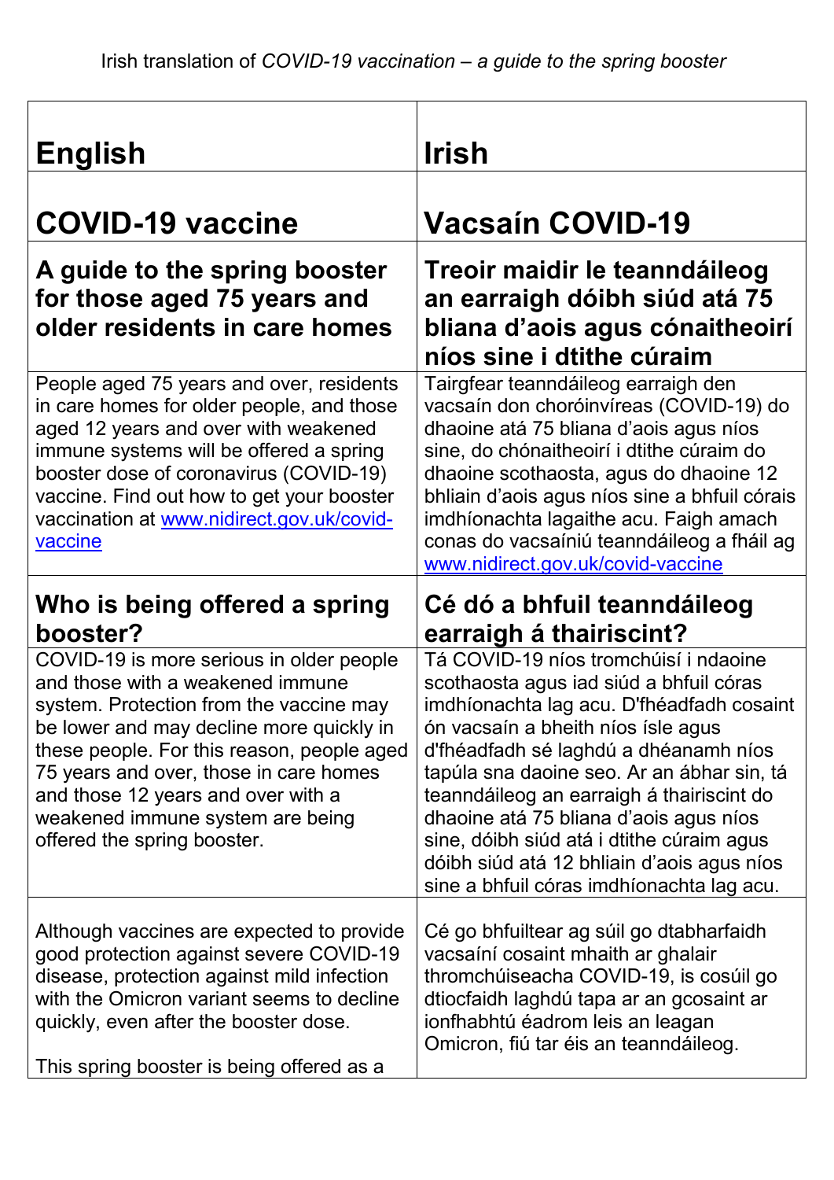Irish translation of *COVID-19 vaccination – a guide to the spring booster*

| **English** | **Irish** |
|---|---|
| **COVID-19 vaccine** | **Vacsaín COVID-19** |
| **A guide to the spring booster for those aged 75 years and older residents in care homes** | **Treoir maidir le teanndáileog an earraigh dóibh siúd atá 75 bliana d'aois agus cónaitheoirí níos sine i dtithe cúraim** |
| People aged 75 years and over, residents in care homes for older people, and those aged 12 years and over with weakened immune systems will be offered a spring booster dose of coronavirus (COVID-19) vaccine. Find out how to get your booster vaccination at [www.nidirect.gov.uk/covid-vaccine](http://www.nidirect.gov.uk/covid-vaccine) | Tairgfear teanndáileog earraigh den vacsaín don choróinvíreas (COVID-19) do dhaoine atá 75 bliana d'aois agus níos sine, do chónaitheoirí i dtithe cúraim do dhaoine scothaosta, agus do dhaoine 12 bhliain d'aois agus níos sine a bhfuil córais imdhíonachta lagaithe acu. Faigh amach conas do vacsaíniú teanndáileog a fháil ag [www.nidirect.gov.uk/covid-vaccine](http://www.nidirect.gov.uk/covid-vaccine) |
| **Who is being offered a spring booster?** | **Cé dó a bhfuil teanndáileog earraigh á thairiscint?** |
| COVID-19 is more serious in older people and those with a weakened immune system. Protection from the vaccine may be lower and may decline more quickly in these people. For this reason, people aged 75 years and over, those in care homes and those 12 years and over with a weakened immune system are being offered the spring booster. | Tá COVID-19 níos tromchúisí i ndaoine scothaosta agus iad siúd a bhfuil córas imdhíonachta lag acu. D'fhéadfadh cosaint ón vacsaín a bheith níos ísle agus d'fhéadfadh sé laghdú a dhéanamh níos tapúla sna daoine seo. Ar an ábhar sin, tá teanndáileog an earraigh á thairiscint do dhaoine atá 75 bliana d'aois agus níos sine, dóibh siúd atá i dtithe cúraim agus dóibh siúd atá 12 bhliain d'aois agus níos sine a bhfuil córas imdhíonachta lag acu. |
| Although vaccines are expected to provide good protection against severe COVID-19 disease, protection against mild infection with the Omicron variant seems to decline quickly, even after the booster dose.<br><br>This spring booster is being offered as a | Cé go bhfuiltear ag súil go dtabharfaidh vacsaíní cosaint mhaith ar ghalair thromchúiseacha COVID-19, is cosúil go dtiocfaidh laghdú tapa ar an gcosaint ar ionfhabhtú éadrom leis an leagan Omicron, fiú tar éis an teanndáileog. |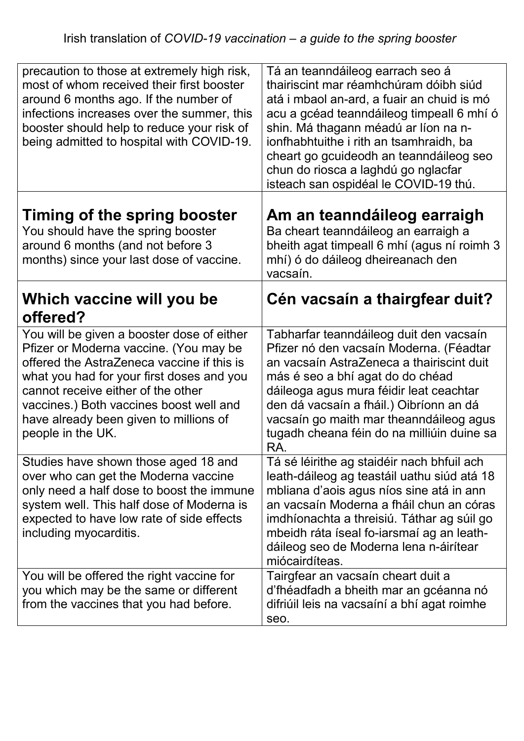| | |
|---|---|
| precaution to those at extremely high risk, most of whom received their first booster around 6 months ago. If the number of infections increases over the summer, this booster should help to reduce your risk of being admitted to hospital with COVID-19. | Tá an teanndáileog earrach seo á thairiscint mar réamhchúram dóibh siúd atá i mbaol an-ard, a fuair an chuid is mó acu a gcéad teanndáileog timpeall 6 mhí ó shin. Má thagann méadú ar líon na n-ionfhabhtuithe i rith an tsamhraidh, ba cheart go gcuideodh an teanndáileog seo chun do riosca a laghdú go nglacfar isteach san ospidéal le COVID-19 thú. |
| **Timing of the spring booster**<br>You should have the spring booster around 6 months (and not before 3 months) since your last dose of vaccine. | **Am an teanndáileog earraigh**<br>Ba cheart teanndáileog an earraigh a bheith agat timpeall 6 mhí (agus ní roimh 3 mhí) ó do dáileog dheireanach den vacsaín. |
| **Which vaccine will you be offered?** | **Cén vacsaín a thairgfear duit?** |
| You will be given a booster dose of either Pfizer or Moderna vaccine. (You may be offered the AstraZeneca vaccine if this is what you had for your first doses and you cannot receive either of the other vaccines.) Both vaccines boost well and have already been given to millions of people in the UK. | Tabharfar teanndáileog duit den vacsaín Pfizer nó den vacsaín Moderna. (Féadtar an vacsaín AstraZeneca a thairiscint duit más é seo a bhí agat do do chéad dáileoga agus mura féidir leat ceachtar den dá vacsaín a fháil.) Oibríonn an dá vacsaín go maith mar theanndáileog agus tugadh cheana féin do na milliúin duine sa RA. |
| Studies have shown those aged 18 and over who can get the Moderna vaccine only need a half dose to boost the immune system well. This half dose of Moderna is expected to have low rate of side effects including myocarditis. | Tá sé léirithe ag staidéir nach bhfuil ach leath-dáileog ag teastáil uathu siúd atá 18 mbliana d'aois agus níos sine atá in ann an vacsaín Moderna a fháil chun an córas imdhíonachta a threisiú. Táthar ag súil go mbeidh ráta íseal fo-iarsmaí ag an leath-dáileog seo de Moderna lena n-áirítear miócairdíteas. |
| You will be offered the right vaccine for you which may be the same or different from the vaccines that you had before. | Tairgfear an vacsaín cheart duit a d'fhéadfadh a bheith mar an gcéanna nó difriúil leis na vacsaíní a bhí agat roimhe seo. |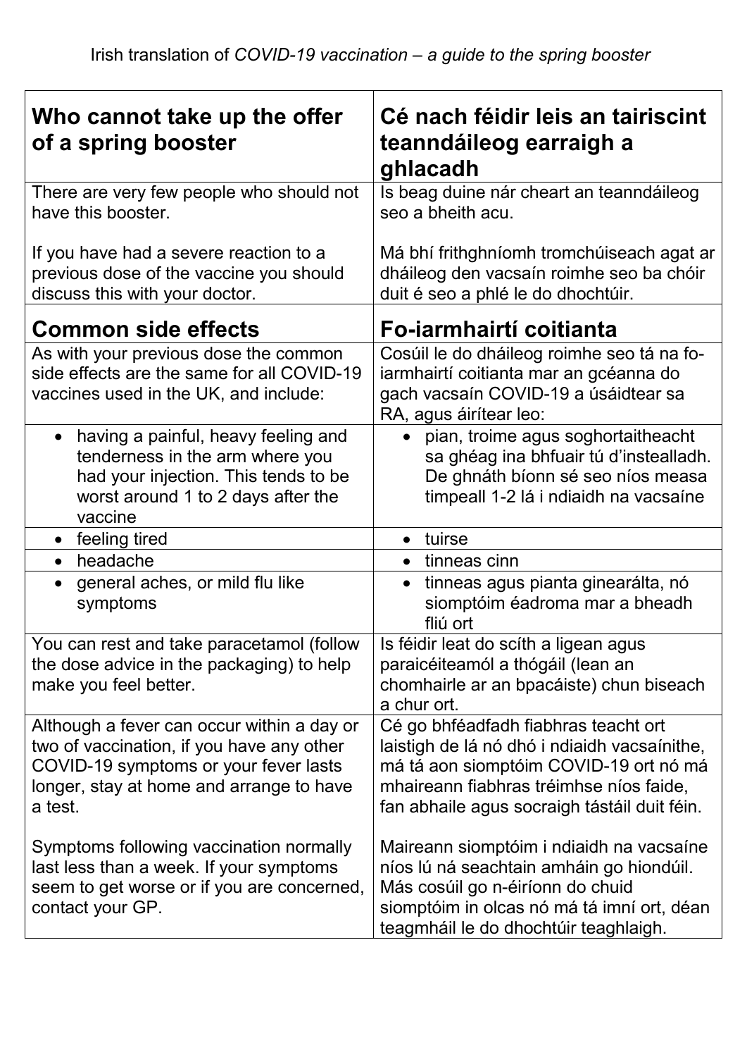Irish translation of *COVID-19 vaccination – a guide to the spring booster*

| **Who cannot take up the offer of a spring booster** | **Cé nach féidir leis an tairiscint teanndáileog earraigh a ghlacadh** |
| --- | --- |
| There are very few people who should not have this booster.<br><br>If you have had a severe reaction to a previous dose of the vaccine you should discuss this with your doctor. | Is beag duine nár cheart an teanndáileog seo a bheith acu.<br><br>Má bhí frithghníomh tromchúiseach agat ar dháileog den vacsaín roimhe seo ba chóir duit é seo a phlé le do dhochtúir. |
| **Common side effects** | **Fo-iarmhairtí coitianta** |
| As with your previous dose the common side effects are the same for all COVID-19 vaccines used in the UK, and include: | Cosúil le do dháileog roimhe seo tá na fo-iarmhairtí coitianta mar an gcéanna do gach vacsaín COVID-19 a úsáidtear sa RA, agus áirítear leo: |
| • having a painful, heavy feeling and tenderness in the arm where you had your injection. This tends to be worst around 1 to 2 days after the vaccine | • pian, troime agus soghortaitheacht sa ghéag ina bhfuair tú d'instealladh. De ghnáth bíonn sé seo níos measa timpeall 1-2 lá i ndiaidh na vacsaíne |
| • feeling tired | • tuirse |
| • headache | • tinneas cinn |
| • general aches, or mild flu like symptoms | • tinneas agus pianta ginearálta, nó siomptóim éadroma mar a bheadh fliú ort |
| You can rest and take paracetamol (follow the dose advice in the packaging) to help make you feel better. | Is féidir leat do scíth a ligean agus paraicéiteamól a thógáil (lean an chomhairle ar an bpacáiste) chun biseach a chur ort. |
| Although a fever can occur within a day or two of vaccination, if you have any other COVID-19 symptoms or your fever lasts longer, stay at home and arrange to have a test.<br><br>Symptoms following vaccination normally last less than a week. If your symptoms seem to get worse or if you are concerned, contact your GP. | Cé go bhféadfadh fiabhras teacht ort laistigh de lá nó dhó i ndiaidh vacsaínithe, má tá aon siomptóim COVID-19 ort nó má mhaireann fiabhras tréimhse níos faide, fan abhaile agus socraigh tástáil duit féin.<br><br>Maireann siomptóim i ndiaidh na vacsaíne níos lú ná seachtain amháin go hiondúil. Más cosúil go n-éiríonn do chuid siomptóim in olcas nó má tá imní ort, déan teagmháil le do dhochtúir teaghlaigh. |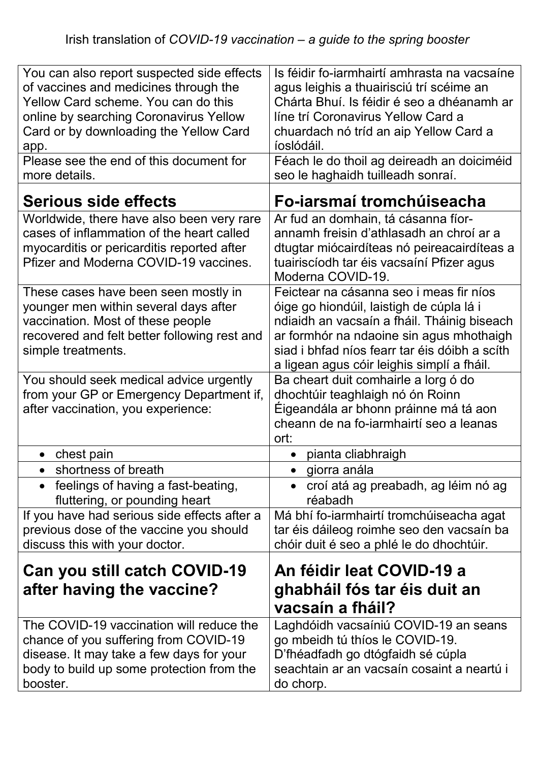| You can also report suspected side effects of vaccines and medicines through the Yellow Card scheme. You can do this online by searching Coronavirus Yellow Card or by downloading the Yellow Card app. | Is féidir fo-iarmhairtí amhrasta na vacsaíne agus leighis a thuairisciú trí scéime an Chárta Bhuí. Is féidir é seo a dhéanamh ar líne trí Coronavirus Yellow Card a chuardach nó tríd an aip Yellow Card a íoslódáil. |
|---|---|
| Please see the end of this document for more details. | Féach le do thoil ag deireadh an doiciméid seo le haghaidh tuilleadh sonraí. |
| **Serious side effects** | **Fo-iarsmaí tromchúiseacha** |
| Worldwide, there have also been very rare cases of inflammation of the heart called myocarditis or pericarditis reported after Pfizer and Moderna COVID-19 vaccines. | Ar fud an domhain, tá cásanna fíor-annamh freisin d'athlasadh an chroí ar a dtugtar miócairdíteas nó peireacairdíteas a tuairiscíodh tar éis vacsaíní Pfizer agus Moderna COVID-19. |
| These cases have been seen mostly in younger men within several days after vaccination. Most of these people recovered and felt better following rest and simple treatments. | Feictear na cásanna seo i measc fir níos óige go hiondúil, laistigh de cúpla lá i ndiaidh an vacsaín a fháil. Tháinig biseach ar formhór na ndaoine sin agus mhothaigh siad i bhfad níos fearr tar éis dóibh a scíth a ligean agus cóir leighis simplí a fháil. |
| You should seek medical advice urgently from your GP or Emergency Department if, after vaccination, you experience: | Ba cheart duit comhairle a lorg ó do dhochtúir teaghlaigh nó ón Roinn Éigeandála ar bhonn práinne má tá aon cheann de na fo-iarmhairtí seo a leanas ort: |
| • chest pain | • pianta cliabhraigh |
| • shortness of breath | • giorra anála |
| • feelings of having a fast-beating, fluttering, or pounding heart | • croí atá ag preabadh, ag léim nó ag réabadh |
| If you have had serious side effects after a previous dose of the vaccine you should discuss this with your doctor. | Má bhí fo-iarmhairtí tromchúiseacha agat tar éis dáileog roimhe seo den vacsaín ba chóir duit é seo a phlé le do dhochtúir. |
| **Can you still catch COVID-19 after having the vaccine?** | **An féidir leat COVID-19 a ghabháil fós tar éis duit an vacsaín a fháil?** |
| The COVID-19 vaccination will reduce the chance of you suffering from COVID-19 disease. It may take a few days for your body to build up some protection from the booster. | Laghdóidh vacsaíniú COVID-19 an seans go mbeidh tú thíos le COVID-19. D'fhéadfadh go dtógfaidh sé cúpla seachtain ar an vacsaín cosaint a neartú i do chorp. |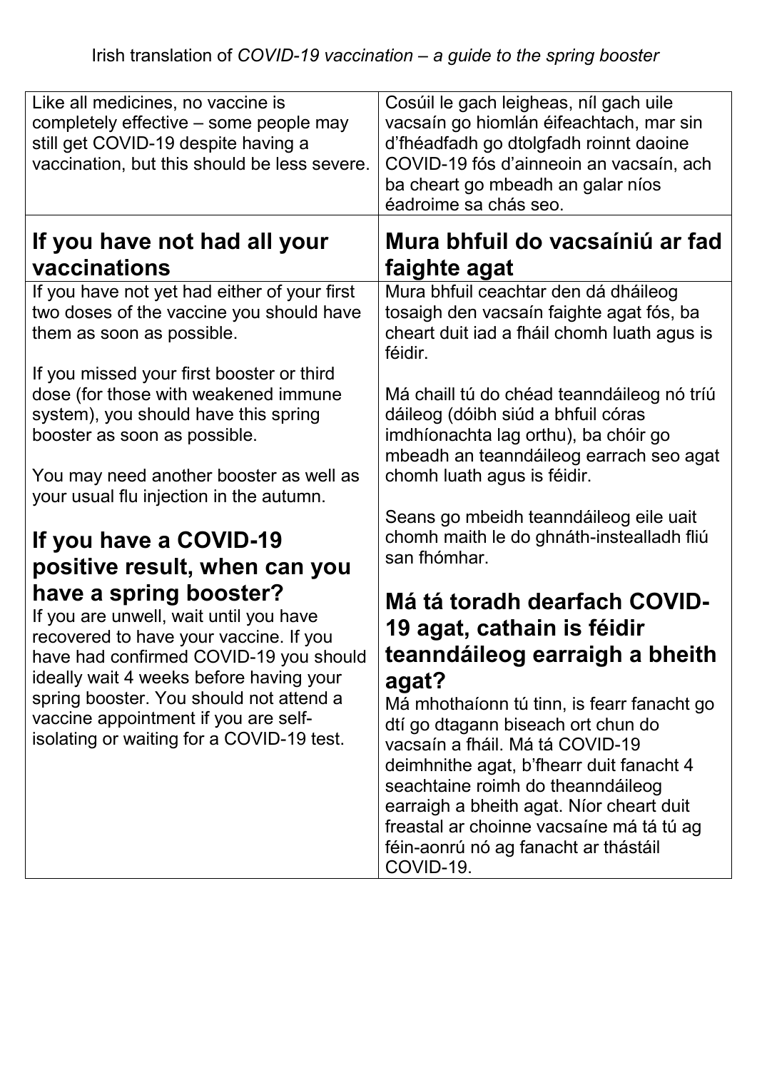Irish translation of *COVID-19 vaccination – a guide to the spring booster*

| | |
|---|---|
| Like all medicines, no vaccine is completely effective – some people may still get COVID-19 despite having a vaccination, but this should be less severe. | Cosúil le gach leigheas, níl gach uile vacsaín go hiomlán éifeachtach, mar sin d'fhéadfadh go dtolgfadh roinnt daoine COVID-19 fós d'ainneoin an vacsaín, ach ba cheart go mbeadh an galar níos éadroime sa chás seo. |
| **If you have not had all your vaccinations** | **Mura bhfuil do vacsaíniú ar fad faighte agat** |
| If you have not yet had either of your first two doses of the vaccine you should have them as soon as possible.<br><br>If you missed your first booster or third dose (for those with weakened immune system), you should have this spring booster as soon as possible.<br><br>You may need another booster as well as your usual flu injection in the autumn.<br><br>**If you have a COVID-19 positive result, when can you have a spring booster?**<br>If you are unwell, wait until you have recovered to have your vaccine. If you have had confirmed COVID-19 you should ideally wait 4 weeks before having your spring booster. You should not attend a vaccine appointment if you are self-isolating or waiting for a COVID-19 test. | Mura bhfuil ceachtar den dá dháileog tosaigh den vacsaín faighte agat fós, ba cheart duit iad a fháil chomh luath agus is féidir.<br><br>Má chaill tú do chéad teanndáileog nó tríú dáileog (dóibh siúd a bhfuil córas imdhíonachta lag orthu), ba chóir go mbeadh an teanndáileog earrach seo agat chomh luath agus is féidir.<br><br>Seans go mbeidh teanndáileog eile uait chomh maith le do ghnáth-instealladh fliú san fhómhar.<br><br>**Má tá toradh dearfach COVID-19 agat, cathain is féidir teanndáileog earraigh a bheith agat?**<br>Má mhothaíonn tú tinn, is fearr fanacht go dtí go dtagann biseach ort chun do vacsaín a fháil. Má tá COVID-19 deimhnithe agat, b'fhearr duit fanacht 4 seachtaine roimh do theanndáileog earraigh a bheith agat. Níor cheart duit freastal ar choinne vacsaíne má tá tú ag féin-aonrú nó ag fanacht ar thástáil COVID-19. |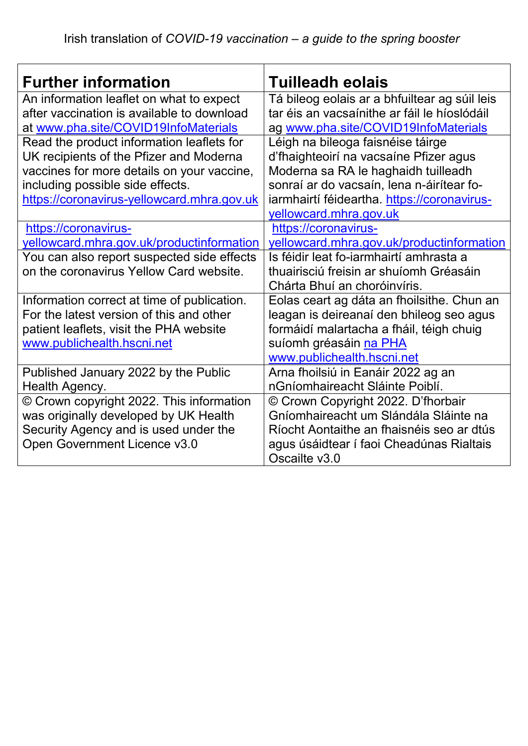Irish translation of *COVID-19 vaccination – a guide to the spring booster*

| Further information | Tuilleadh eolais |
|---|---|
| An information leaflet on what to expect after vaccination is available to download at www.pha.site/COVID19InfoMaterials | Tá bileog eolais ar a bhfuiltear ag súil leis tar éis an vacsaínithe ar fáil le híoslódáil ag www.pha.site/COVID19InfoMaterials |
| Read the product information leaflets for UK recipients of the Pfizer and Moderna vaccines for more details on your vaccine, including possible side effects. https://coronavirus-yellowcard.mhra.gov.uk | Léigh na bileoga faisnéise táirge d'fhaighteoirí na vacsaíne Pfizer agus Moderna sa RA le haghaidh tuilleadh sonraí ar do vacsaín, lena n-áirítear fo-iarmhairtí féideartha. https://coronavirus-yellowcard.mhra.gov.uk |
| https://coronavirus-yellowcard.mhra.gov.uk/productinformation | https://coronavirus-yellowcard.mhra.gov.uk/productinformation |
| You can also report suspected side effects on the coronavirus Yellow Card website. | Is féidir leat fo-iarmhairtí amhrasta a thuairisciú freisin ar shuíomh Gréasáin Chárta Bhuí an choróinvíris. |
| Information correct at time of publication. For the latest version of this and other patient leaflets, visit the PHA website www.publichealth.hscni.net | Eolas ceart ag dáta an fhoilsithe. Chun an leagan is deireanaí den bhileog seo agus formáidí malartacha a fháil, téigh chuig suíomh gréasáin na PHA www.publichealth.hscni.net |
| Published January 2022 by the Public Health Agency. | Arna fhoilsiú in Eanáir 2022 ag an nGníomhaireacht Sláinte Poiblí. |
| © Crown copyright 2022. This information was originally developed by UK Health Security Agency and is used under the Open Government Licence v3.0 | © Crown Copyright 2022. D'fhorbair Gníomhaireacht um Slándála Sláinte na Ríocht Aontaithe an fhaisnéis seo ar dtús agus úsáidtear í faoi Cheadúnas Rialtais Oscailte v3.0 |